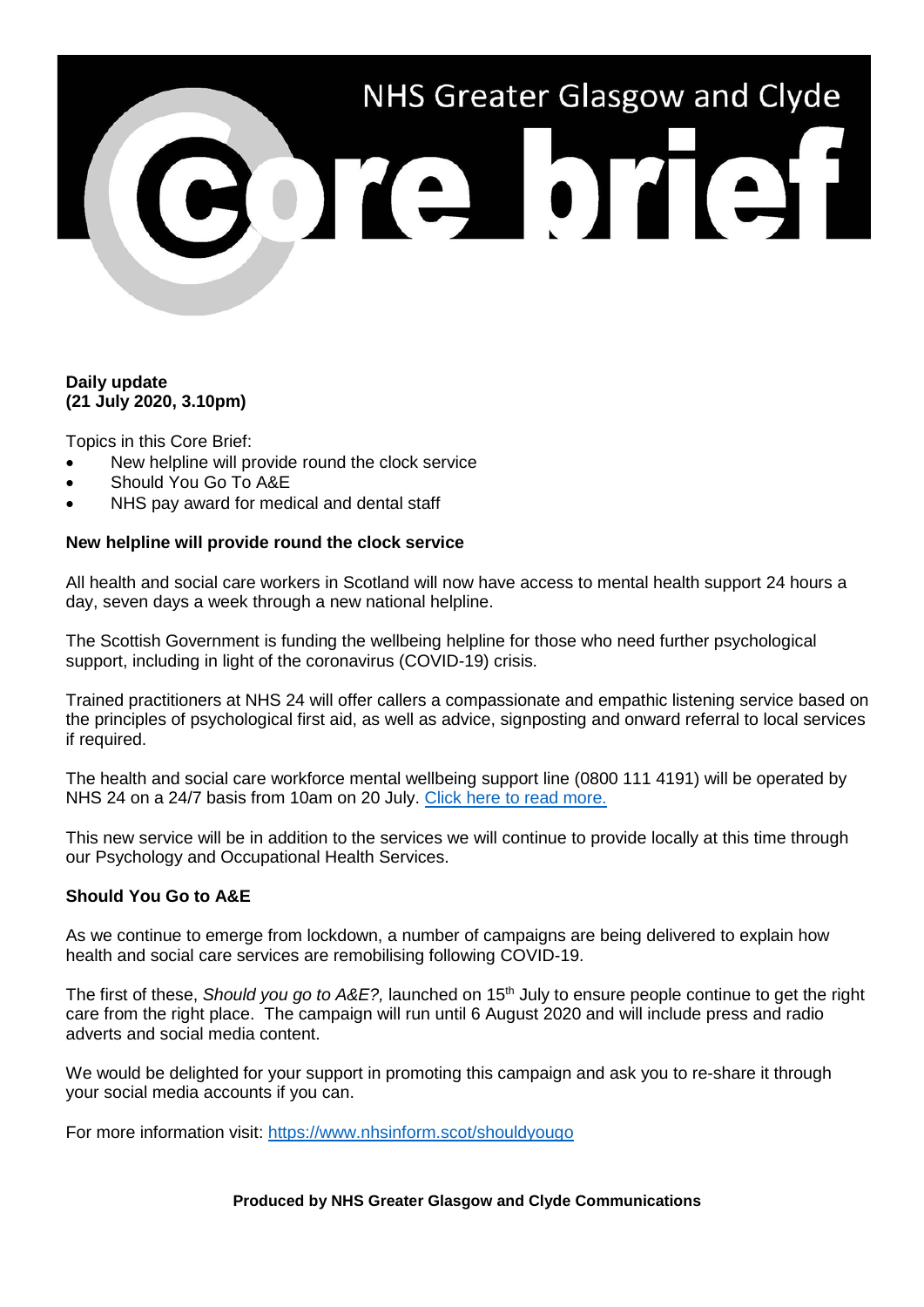# NHS Greater Glasgow and Clyde Core brief

**Daily update**
**(21 July 2020, 3.10pm)**

Topics in this Core Brief:

- New helpline will provide round the clock service
- Should You Go To A&E
- NHS pay award for medical and dental staff

## New helpline will provide round the clock service

All health and social care workers in Scotland will now have access to mental health support 24 hours a day, seven days a week through a new national helpline.

The Scottish Government is funding the wellbeing helpline for those who need further psychological support, including in light of the coronavirus (COVID-19) crisis.

Trained practitioners at NHS 24 will offer callers a compassionate and empathic listening service based on the principles of psychological first aid, as well as advice, signposting and onward referral to local services if required.

The health and social care workforce mental wellbeing support line (0800 111 4191) will be operated by NHS 24 on a 24/7 basis from 10am on 20 July. Click here to read more.

This new service will be in addition to the services we will continue to provide locally at this time through our Psychology and Occupational Health Services.

## Should You Go to A&E

As we continue to emerge from lockdown, a number of campaigns are being delivered to explain how health and social care services are remobilising following COVID-19.

The first of these, *Should you go to A&E?,* launched on 15th July to ensure people continue to get the right care from the right place. The campaign will run until 6 August 2020 and will include press and radio adverts and social media content.

We would be delighted for your support in promoting this campaign and ask you to re-share it through your social media accounts if you can.

For more information visit: https://www.nhsinform.scot/shouldyougo

**Produced by NHS Greater Glasgow and Clyde Communications**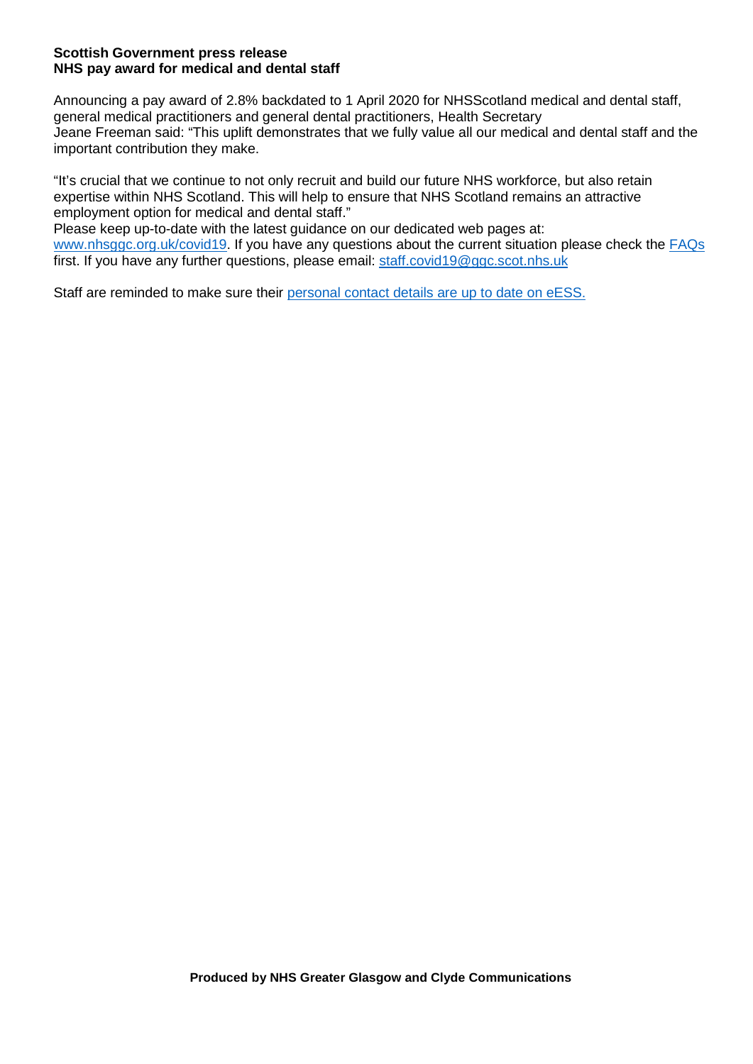**Scottish Government press release**
**NHS pay award for medical and dental staff**

Announcing a pay award of 2.8% backdated to 1 April 2020 for NHSScotland medical and dental staff, general medical practitioners and general dental practitioners, Health Secretary Jeane Freeman said: "This uplift demonstrates that we fully value all our medical and dental staff and the important contribution they make.

"It's crucial that we continue to not only recruit and build our future NHS workforce, but also retain expertise within NHS Scotland. This will help to ensure that NHS Scotland remains an attractive employment option for medical and dental staff."

Please keep up-to-date with the latest guidance on our dedicated web pages at: www.nhsggc.org.uk/covid19. If you have any questions about the current situation please check the FAQs first. If you have any further questions, please email: staff.covid19@ggc.scot.nhs.uk

Staff are reminded to make sure their personal contact details are up to date on eESS.

**Produced by NHS Greater Glasgow and Clyde Communications**